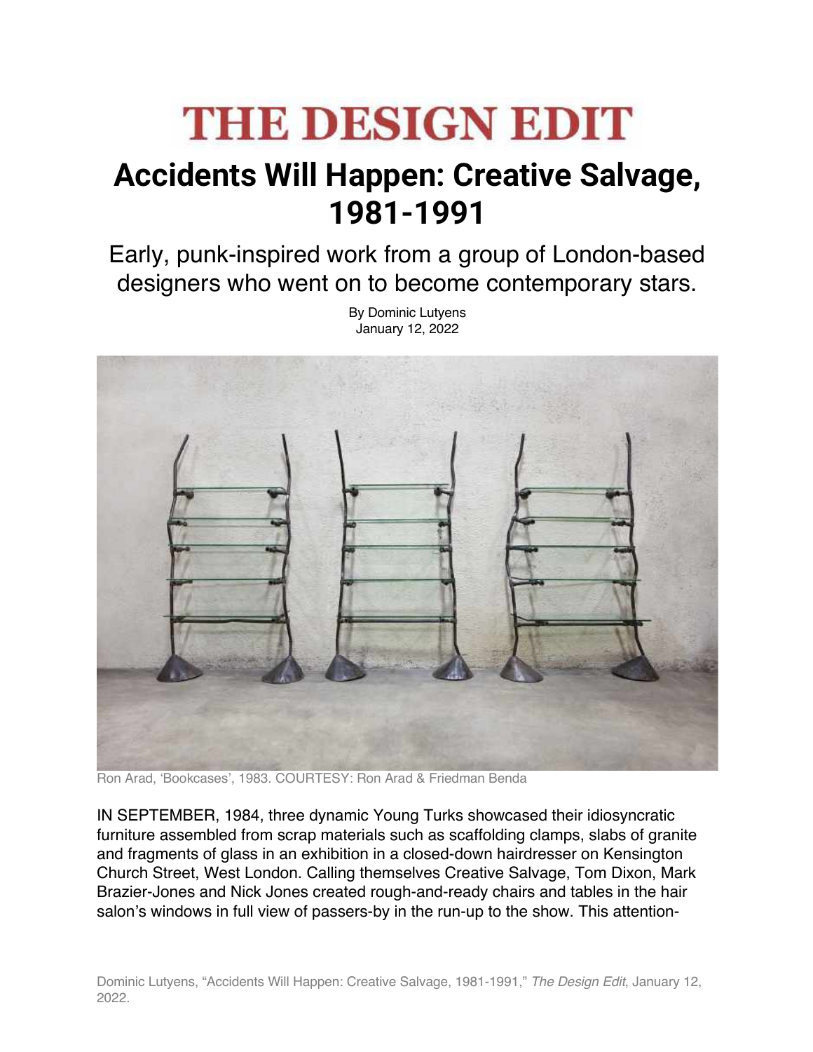# THE DESIGN EDIT

## Accidents Will Happen: Creative Salvage, 1981-1991

Early, punk-inspired work from a group of London-based designers who went on to become contemporary stars.

By Dominic Lutyens
January 12, 2022

Ron Arad, 'Bookcases', 1983. COURTESY: Ron Arad & Friedman Benda

IN SEPTEMBER, 1984, three dynamic Young Turks showcased their idiosyncratic furniture assembled from scrap materials such as scaffolding clamps, slabs of granite and fragments of glass in an exhibition in a closed-down hairdresser on Kensington Church Street, West London. Calling themselves Creative Salvage, Tom Dixon, Mark Brazier-Jones and Nick Jones created rough-and-ready chairs and tables in the hair salon's windows in full view of passers-by in the run-up to the show. This attention-

Dominic Lutyens, "Accidents Will Happen: Creative Salvage, 1981-1991," *The Design Edit*, January 12, 2022.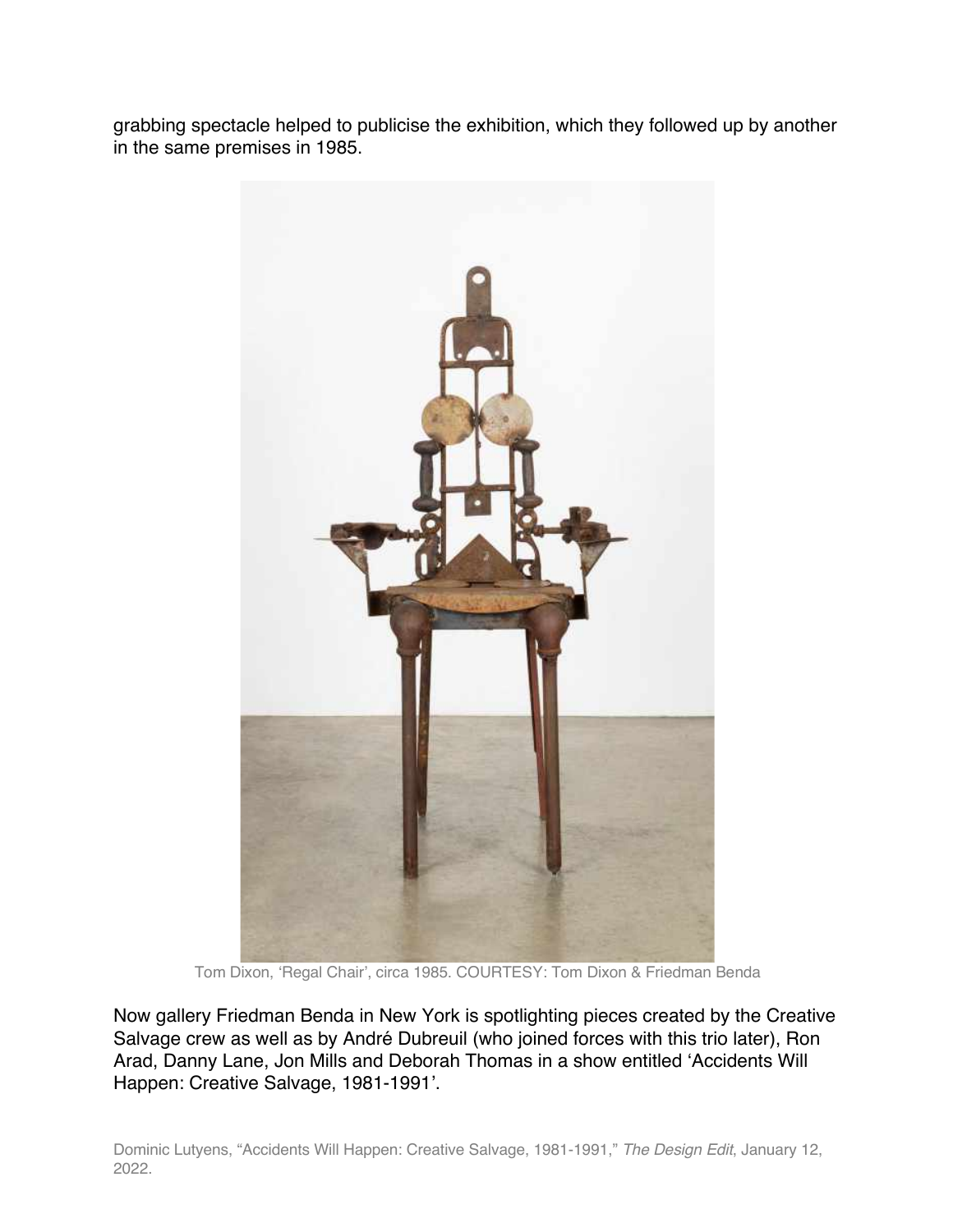grabbing spectacle helped to publicise the exhibition, which they followed up by another in the same premises in 1985.

Tom Dixon, 'Regal Chair', circa 1985. COURTESY: Tom Dixon & Friedman Benda

Now gallery Friedman Benda in New York is spotlighting pieces created by the Creative Salvage crew as well as by André Dubreuil (who joined forces with this trio later), Ron Arad, Danny Lane, Jon Mills and Deborah Thomas in a show entitled 'Accidents Will Happen: Creative Salvage, 1981-1991'.

Dominic Lutyens, "Accidents Will Happen: Creative Salvage, 1981-1991," *The Design Edit*, January 12, 2022.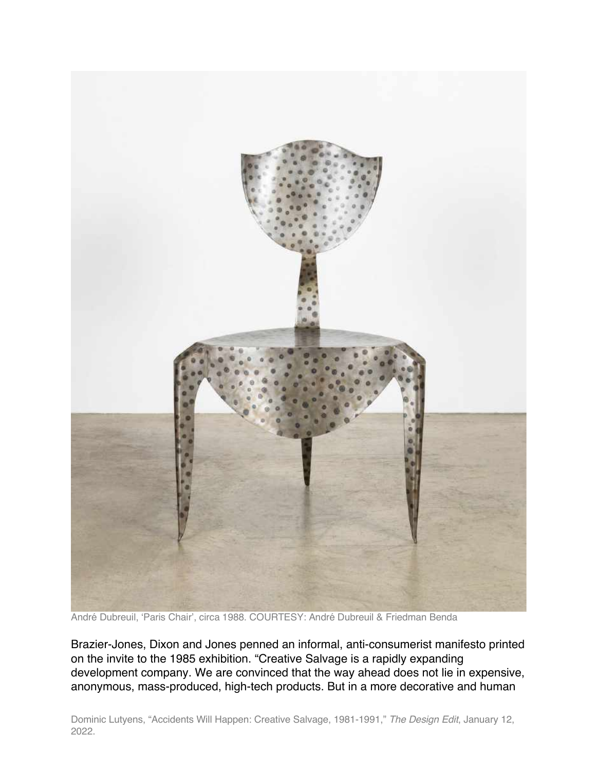André Dubreuil, 'Paris Chair', circa 1988. COURTESY: André Dubreuil & Friedman Benda

Brazier-Jones, Dixon and Jones penned an informal, anti-consumerist manifesto printed on the invite to the 1985 exhibition. "Creative Salvage is a rapidly expanding development company. We are convinced that the way ahead does not lie in expensive, anonymous, mass-produced, high-tech products. But in a more decorative and human

Dominic Lutyens, "Accidents Will Happen: Creative Salvage, 1981-1991," *The Design Edit*, January 12, 2022.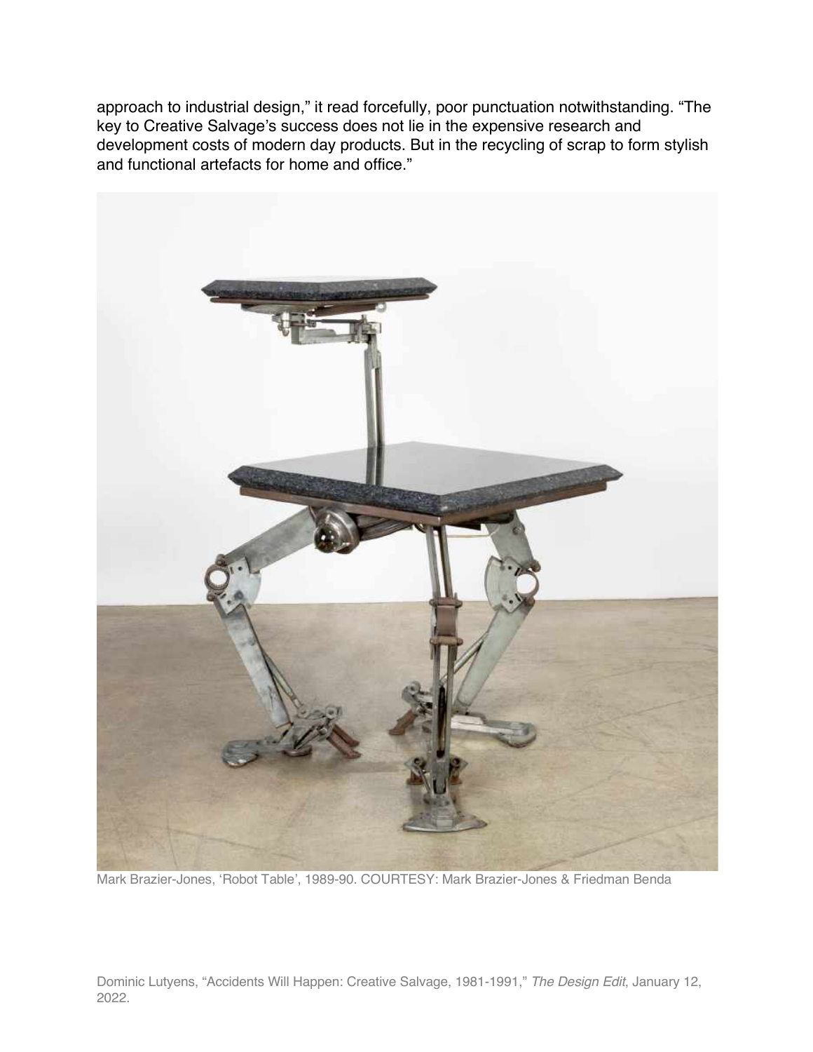approach to industrial design," it read forcefully, poor punctuation notwithstanding. "The key to Creative Salvage's success does not lie in the expensive research and development costs of modern day products. But in the recycling of scrap to form stylish and functional artefacts for home and office."

Mark Brazier-Jones, 'Robot Table', 1989-90. COURTESY: Mark Brazier-Jones & Friedman Benda

Dominic Lutyens, "Accidents Will Happen: Creative Salvage, 1981-1991," *The Design Edit*, January 12, 2022.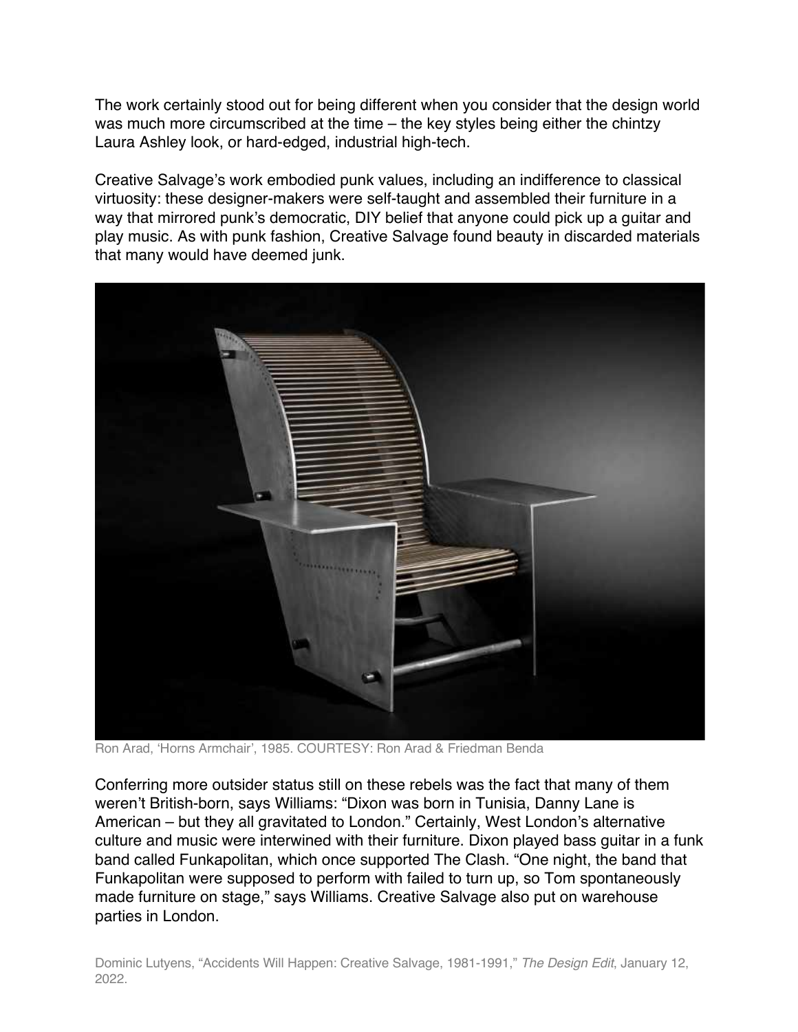The work certainly stood out for being different when you consider that the design world was much more circumscribed at the time – the key styles being either the chintzy Laura Ashley look, or hard-edged, industrial high-tech.

Creative Salvage's work embodied punk values, including an indifference to classical virtuosity: these designer-makers were self-taught and assembled their furniture in a way that mirrored punk's democratic, DIY belief that anyone could pick up a guitar and play music. As with punk fashion, Creative Salvage found beauty in discarded materials that many would have deemed junk.

Ron Arad, 'Horns Armchair', 1985. COURTESY: Ron Arad & Friedman Benda

Conferring more outsider status still on these rebels was the fact that many of them weren't British-born, says Williams: "Dixon was born in Tunisia, Danny Lane is American – but they all gravitated to London." Certainly, West London's alternative culture and music were interwined with their furniture. Dixon played bass guitar in a funk band called Funkapolitan, which once supported The Clash. "One night, the band that Funkapolitan were supposed to perform with failed to turn up, so Tom spontaneously made furniture on stage," says Williams. Creative Salvage also put on warehouse parties in London.

Dominic Lutyens, "Accidents Will Happen: Creative Salvage, 1981-1991," *The Design Edit*, January 12, 2022.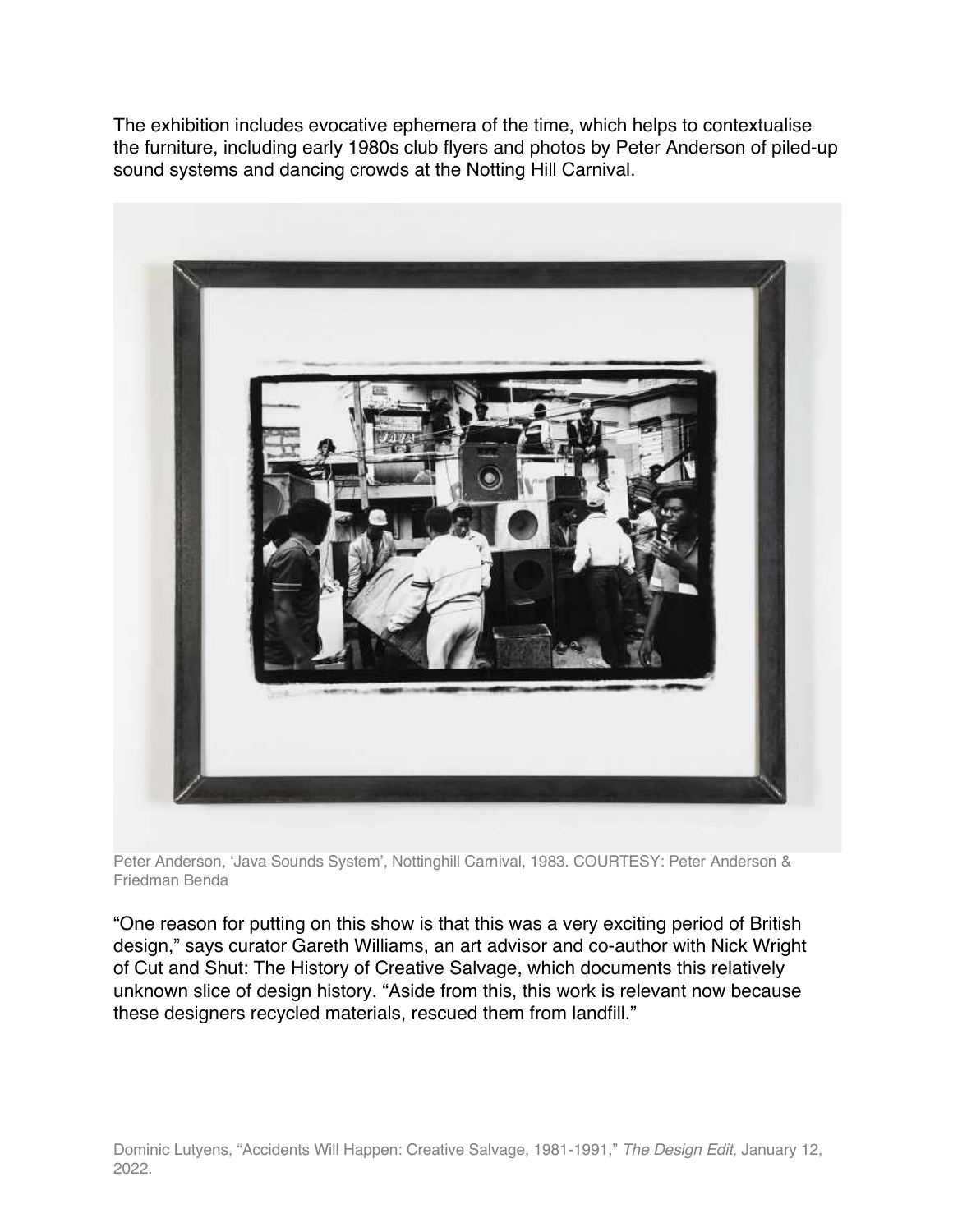The exhibition includes evocative ephemera of the time, which helps to contextualise the furniture, including early 1980s club flyers and photos by Peter Anderson of piled-up sound systems and dancing crowds at the Notting Hill Carnival.

Peter Anderson, 'Java Sounds System', Nottinghill Carnival, 1983. COURTESY: Peter Anderson & Friedman Benda

"One reason for putting on this show is that this was a very exciting period of British design," says curator Gareth Williams, an art advisor and co-author with Nick Wright of Cut and Shut: The History of Creative Salvage, which documents this relatively unknown slice of design history. "Aside from this, this work is relevant now because these designers recycled materials, rescued them from landfill."

Dominic Lutyens, "Accidents Will Happen: Creative Salvage, 1981-1991," *The Design Edit*, January 12, 2022.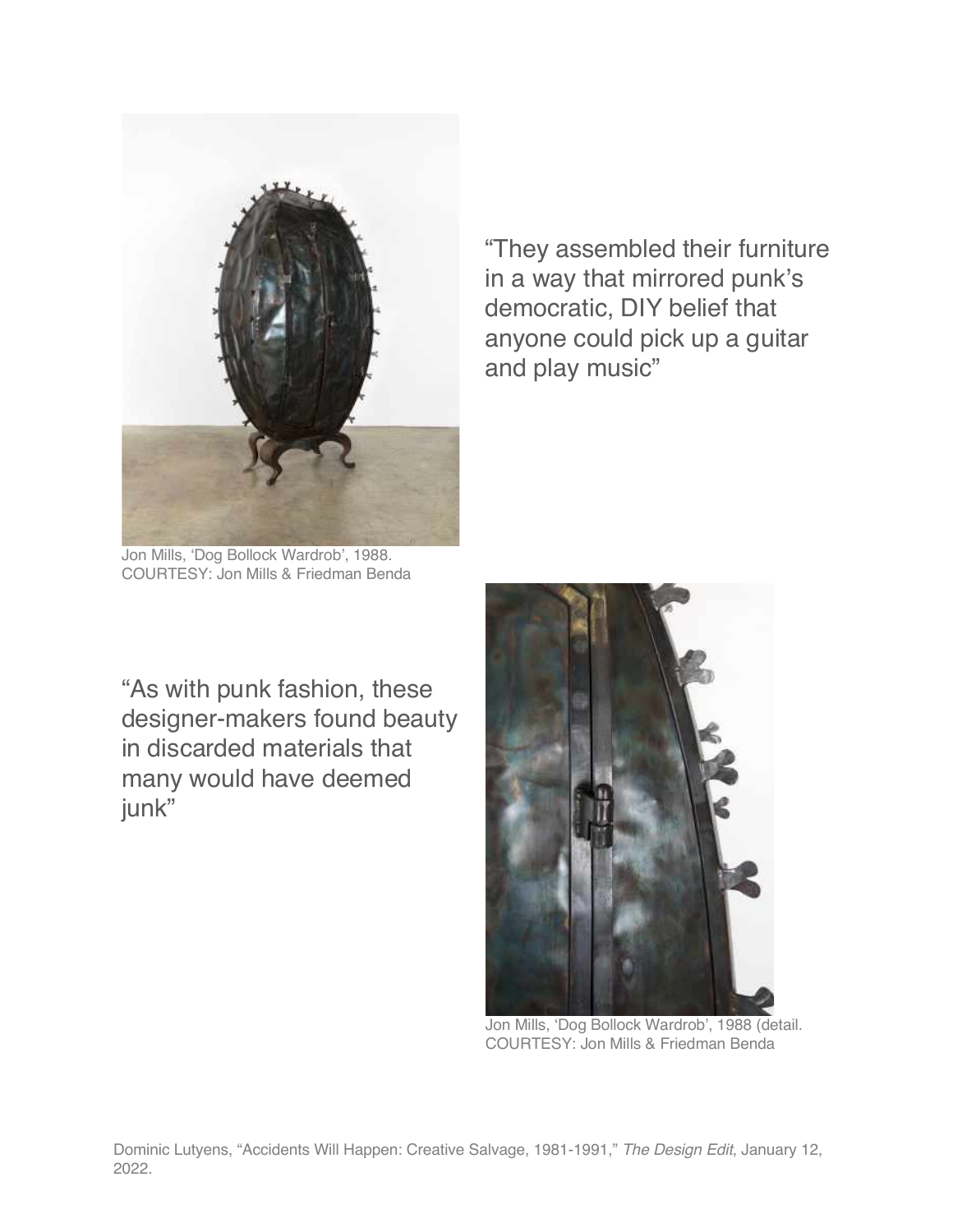Jon Mills, 'Dog Bollock Wardrob', 1988.
COURTESY: Jon Mills & Friedman Benda

"They assembled their furniture in a way that mirrored punk's democratic, DIY belief that anyone could pick up a guitar and play music"

"As with punk fashion, these designer-makers found beauty in discarded materials that many would have deemed junk"

Jon Mills, 'Dog Bollock Wardrob', 1988 (detail.
COURTESY: Jon Mills & Friedman Benda

Dominic Lutyens, "Accidents Will Happen: Creative Salvage, 1981-1991," *The Design Edit*, January 12, 2022.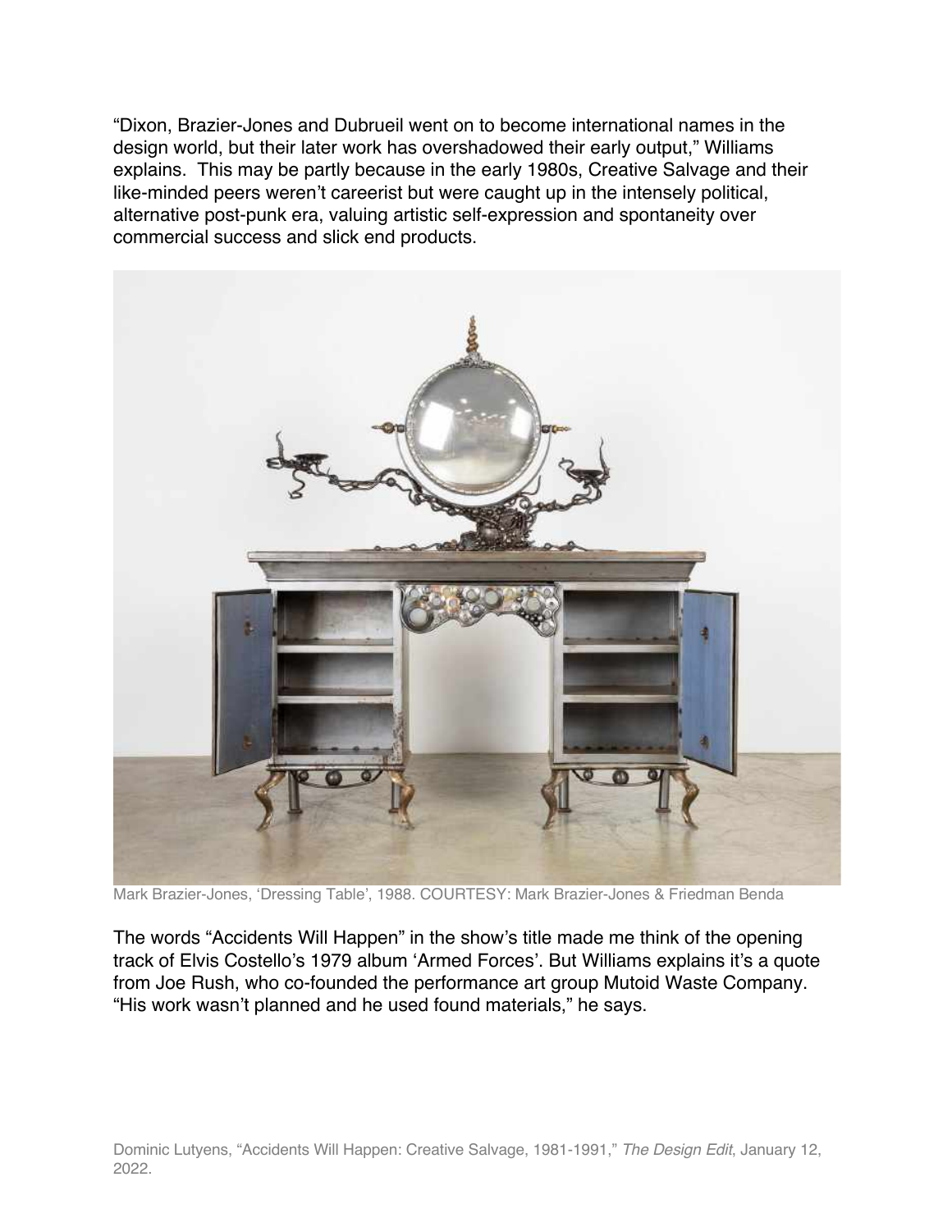"Dixon, Brazier-Jones and Dubrueil went on to become international names in the design world, but their later work has overshadowed their early output," Williams explains. This may be partly because in the early 1980s, Creative Salvage and their like-minded peers weren't careerist but were caught up in the intensely political, alternative post-punk era, valuing artistic self-expression and spontaneity over commercial success and slick end products.

Mark Brazier-Jones, 'Dressing Table', 1988. COURTESY: Mark Brazier-Jones & Friedman Benda

The words "Accidents Will Happen" in the show's title made me think of the opening track of Elvis Costello's 1979 album 'Armed Forces'. But Williams explains it's a quote from Joe Rush, who co-founded the performance art group Mutoid Waste Company. "His work wasn't planned and he used found materials," he says.

Dominic Lutyens, "Accidents Will Happen: Creative Salvage, 1981-1991," *The Design Edit*, January 12, 2022.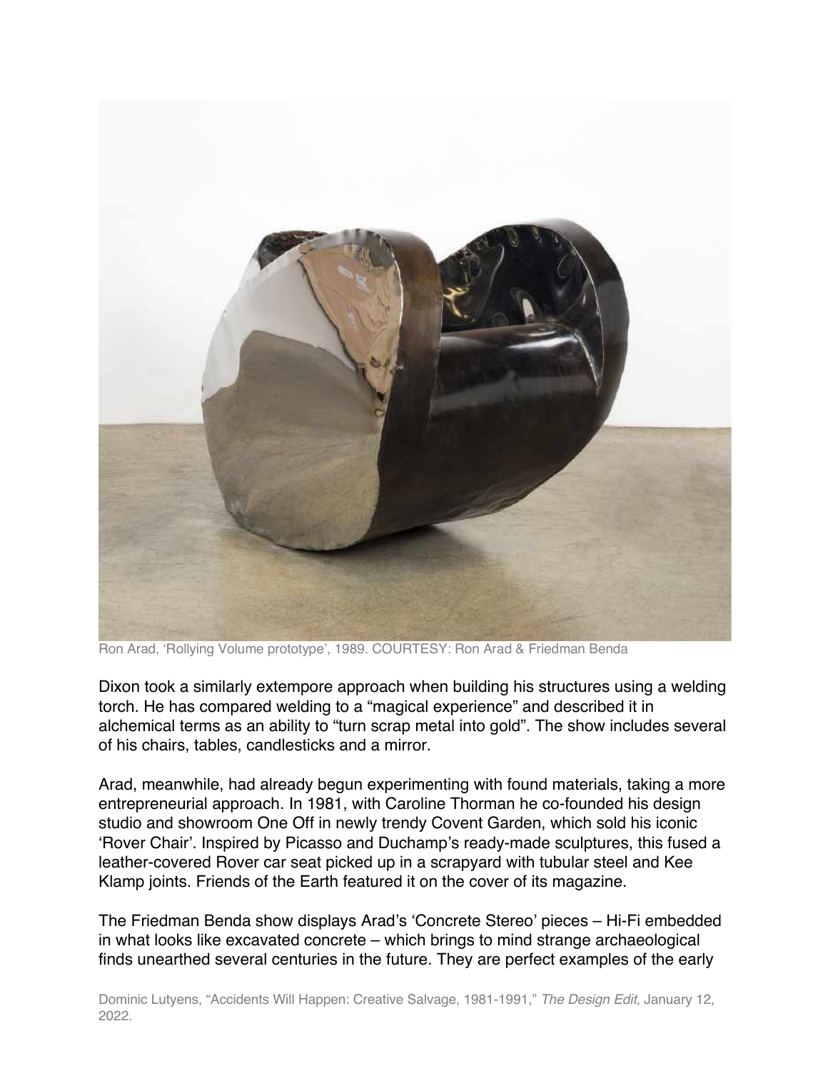Ron Arad, 'Rollying Volume prototype', 1989. COURTESY: Ron Arad & Friedman Benda

Dixon took a similarly extempore approach when building his structures using a welding torch. He has compared welding to a "magical experience" and described it in alchemical terms as an ability to "turn scrap metal into gold". The show includes several of his chairs, tables, candlesticks and a mirror.

Arad, meanwhile, had already begun experimenting with found materials, taking a more entrepreneurial approach. In 1981, with Caroline Thorman he co-founded his design studio and showroom One Off in newly trendy Covent Garden, which sold his iconic 'Rover Chair'. Inspired by Picasso and Duchamp's ready-made sculptures, this fused a leather-covered Rover car seat picked up in a scrapyard with tubular steel and Kee Klamp joints. Friends of the Earth featured it on the cover of its magazine.

The Friedman Benda show displays Arad's 'Concrete Stereo' pieces – Hi-Fi embedded in what looks like excavated concrete – which brings to mind strange archaeological finds unearthed several centuries in the future. They are perfect examples of the early

Dominic Lutyens, "Accidents Will Happen: Creative Salvage, 1981-1991," *The Design Edit*, January 12, 2022.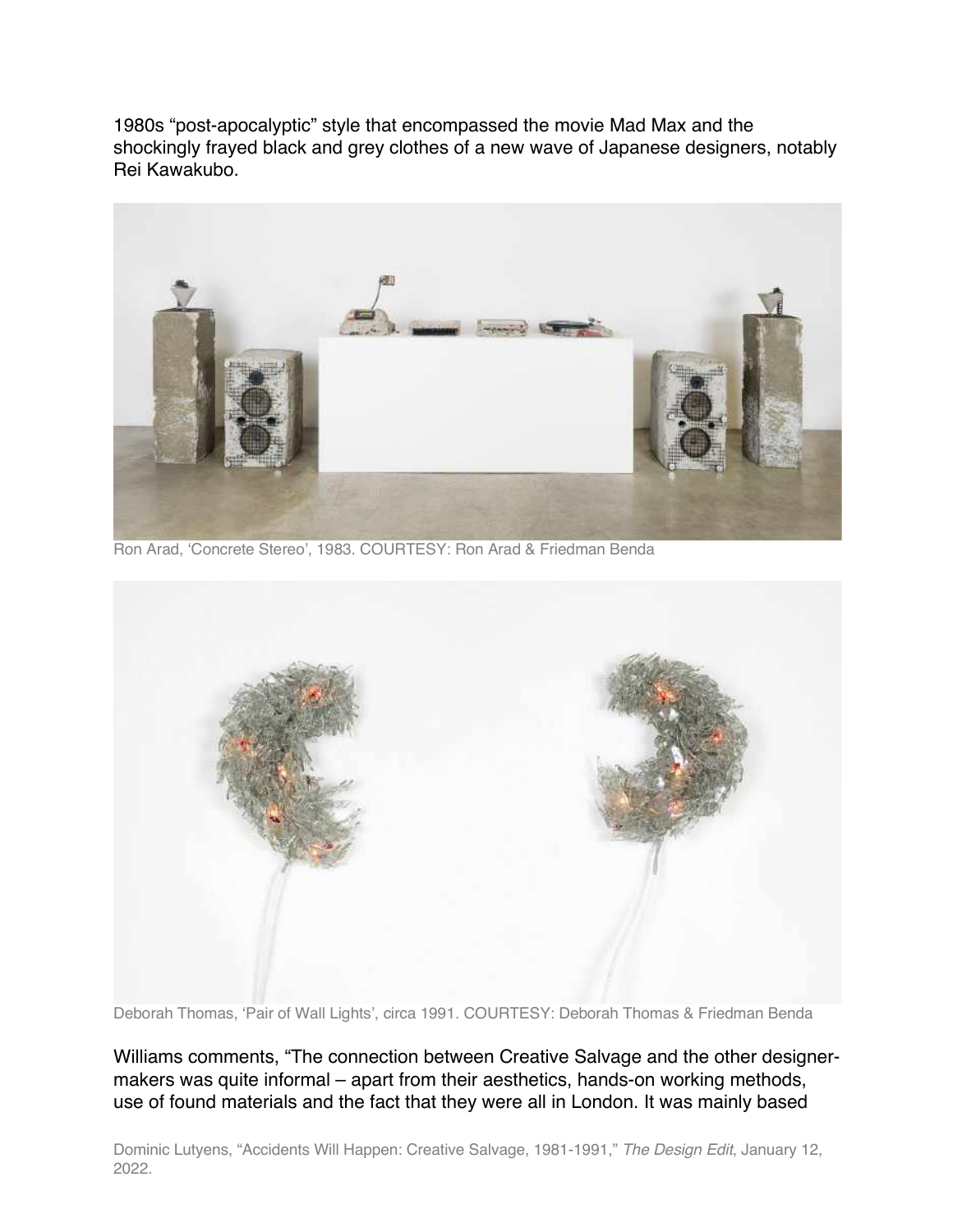1980s “post-apocalyptic” style that encompassed the movie Mad Max and the shockingly frayed black and grey clothes of a new wave of Japanese designers, notably Rei Kawakubo.

Ron Arad, ‘Concrete Stereo’, 1983. COURTESY: Ron Arad & Friedman Benda

Deborah Thomas, ‘Pair of Wall Lights’, circa 1991. COURTESY: Deborah Thomas & Friedman Benda

Williams comments, “The connection between Creative Salvage and the other designer-makers was quite informal – apart from their aesthetics, hands-on working methods, use of found materials and the fact that they were all in London. It was mainly based

Dominic Lutyens, “Accidents Will Happen: Creative Salvage, 1981-1991,” *The Design Edit*, January 12, 2022.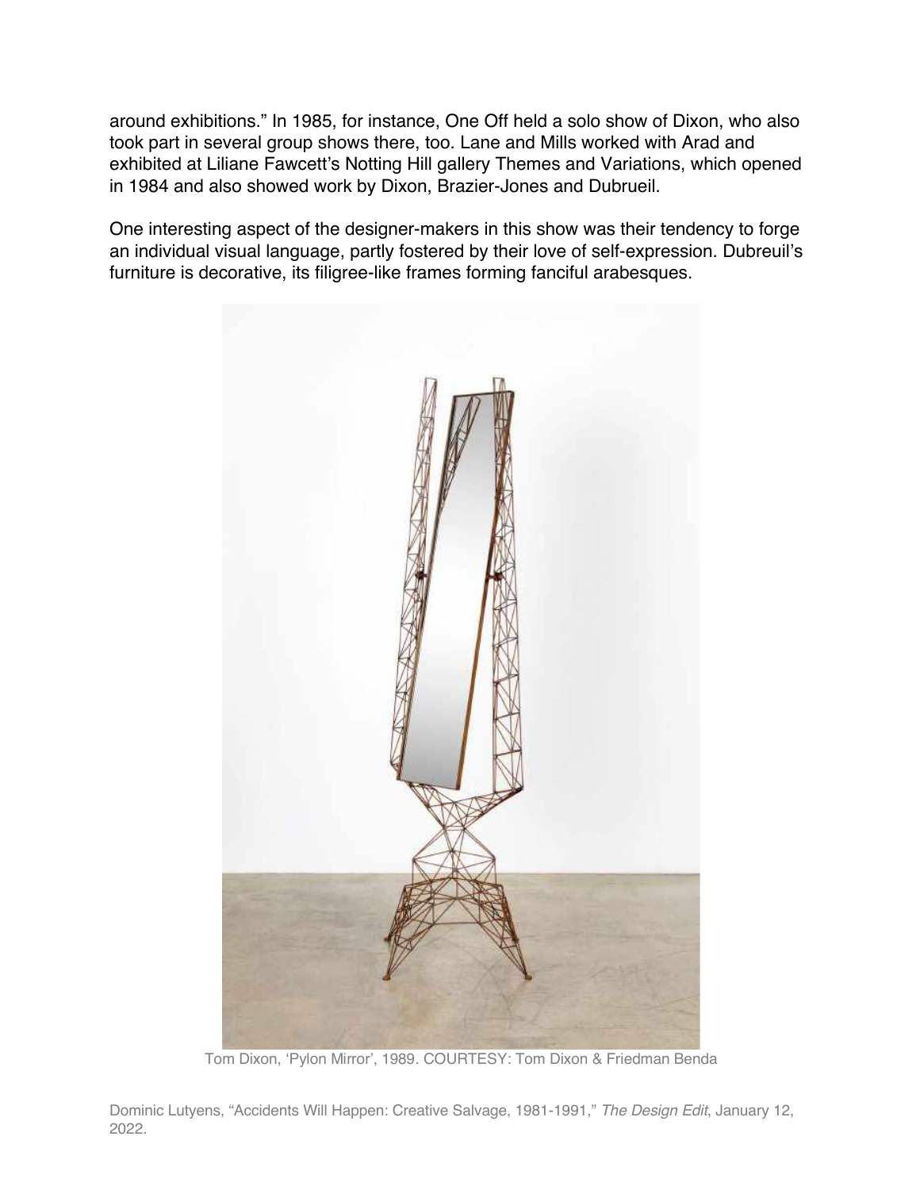around exhibitions." In 1985, for instance, One Off held a solo show of Dixon, who also took part in several group shows there, too. Lane and Mills worked with Arad and exhibited at Liliane Fawcett's Notting Hill gallery Themes and Variations, which opened in 1984 and also showed work by Dixon, Brazier-Jones and Dubrueil.

One interesting aspect of the designer-makers in this show was their tendency to forge an individual visual language, partly fostered by their love of self-expression. Dubreuil's furniture is decorative, its filigree-like frames forming fanciful arabesques.

Tom Dixon, 'Pylon Mirror', 1989. COURTESY: Tom Dixon & Friedman Benda

Dominic Lutyens, "Accidents Will Happen: Creative Salvage, 1981-1991," *The Design Edit*, January 12, 2022.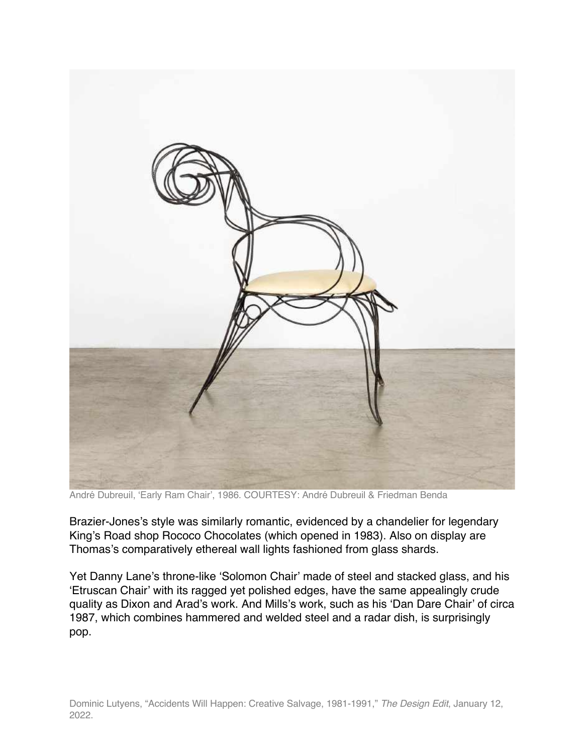André Dubreuil, 'Early Ram Chair', 1986. COURTESY: André Dubreuil & Friedman Benda

Brazier-Jones's style was similarly romantic, evidenced by a chandelier for legendary King's Road shop Rococo Chocolates (which opened in 1983). Also on display are Thomas's comparatively ethereal wall lights fashioned from glass shards.

Yet Danny Lane's throne-like 'Solomon Chair' made of steel and stacked glass, and his 'Etruscan Chair' with its ragged yet polished edges, have the same appealingly crude quality as Dixon and Arad's work. And Mills's work, such as his 'Dan Dare Chair' of circa 1987, which combines hammered and welded steel and a radar dish, is surprisingly pop.

Dominic Lutyens, "Accidents Will Happen: Creative Salvage, 1981-1991," *The Design Edit*, January 12, 2022.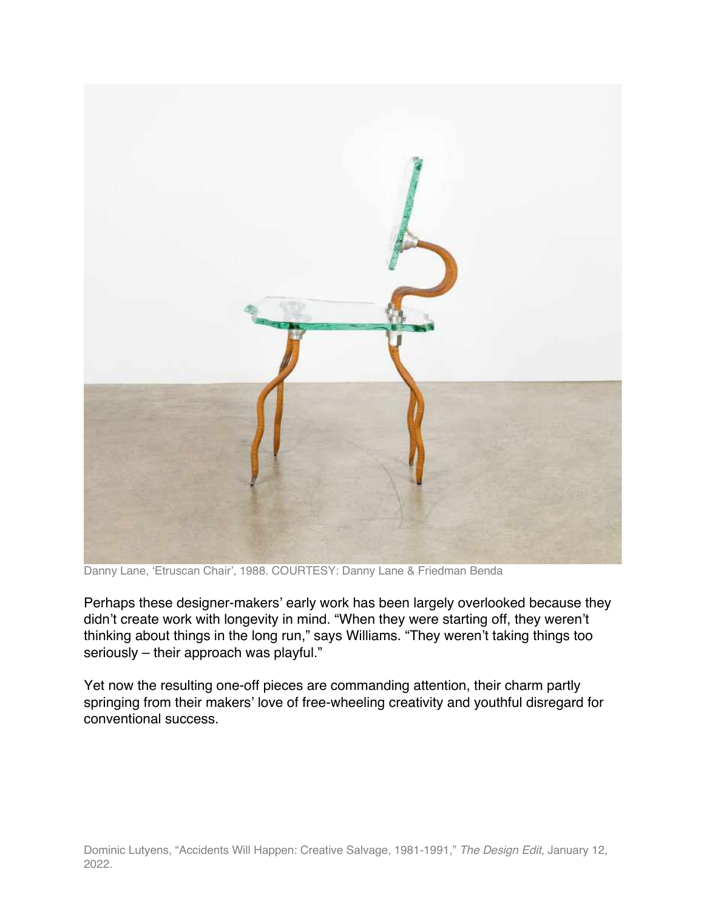Danny Lane, 'Etruscan Chair', 1988. COURTESY: Danny Lane & Friedman Benda

Perhaps these designer-makers' early work has been largely overlooked because they didn't create work with longevity in mind. "When they were starting off, they weren't thinking about things in the long run," says Williams. "They weren't taking things too seriously – their approach was playful."

Yet now the resulting one-off pieces are commanding attention, their charm partly springing from their makers' love of free-wheeling creativity and youthful disregard for conventional success.

Dominic Lutyens, "Accidents Will Happen: Creative Salvage, 1981-1991," *The Design Edit*, January 12, 2022.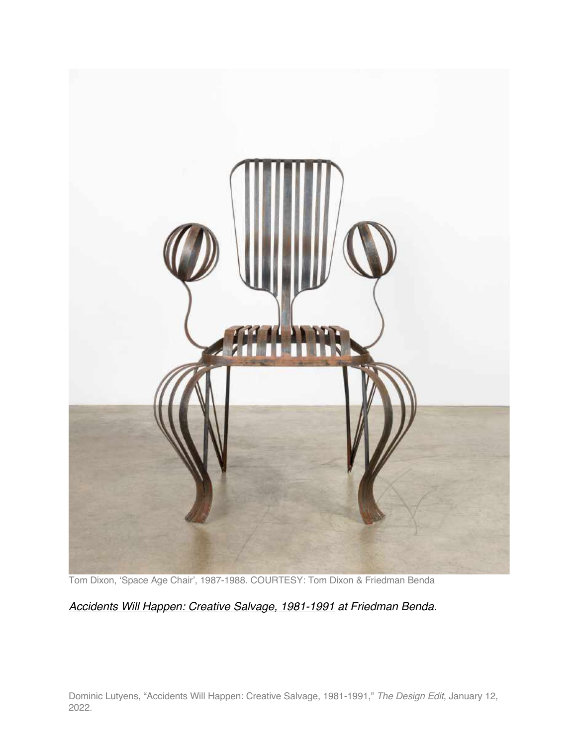Tom Dixon, 'Space Age Chair', 1987-1988. COURTESY: Tom Dixon & Friedman Benda

*Accidents Will Happen: Creative Salvage, 1981-1991 at Friedman Benda.*

Dominic Lutyens, "Accidents Will Happen: Creative Salvage, 1981-1991," *The Design Edit*, January 12, 2022.